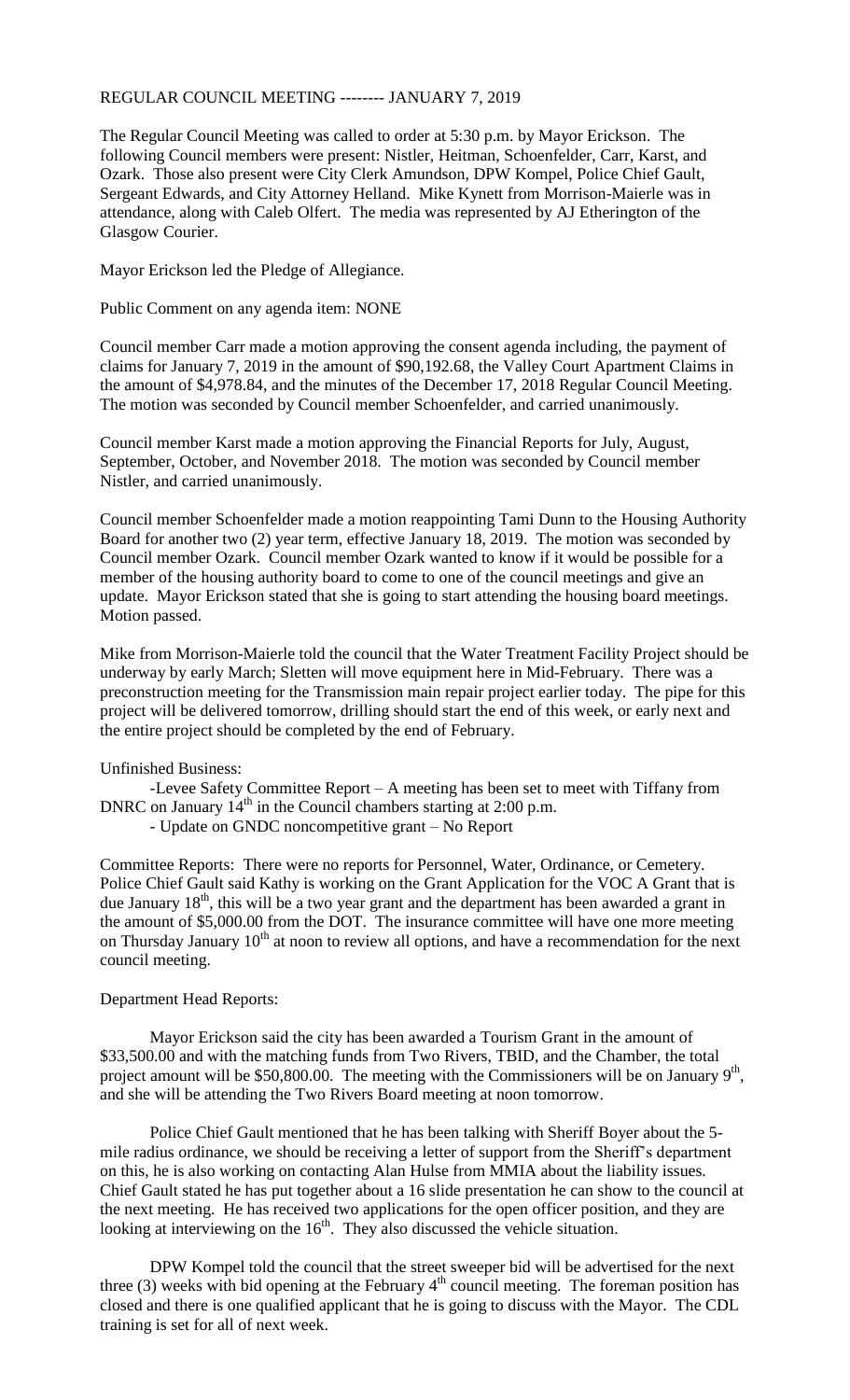REGULAR COUNCIL MEETING -------- JANUARY 7, 2019

The Regular Council Meeting was called to order at 5:30 p.m. by Mayor Erickson. The following Council members were present: Nistler, Heitman, Schoenfelder, Carr, Karst, and Ozark. Those also present were City Clerk Amundson, DPW Kompel, Police Chief Gault, Sergeant Edwards, and City Attorney Helland. Mike Kynett from Morrison-Maierle was in attendance, along with Caleb Olfert. The media was represented by AJ Etherington of the Glasgow Courier.

Mayor Erickson led the Pledge of Allegiance.

Public Comment on any agenda item: NONE

Council member Carr made a motion approving the consent agenda including, the payment of claims for January 7, 2019 in the amount of $90,192.68, the Valley Court Apartment Claims in the amount of $4,978.84, and the minutes of the December 17, 2018 Regular Council Meeting. The motion was seconded by Council member Schoenfelder, and carried unanimously.

Council member Karst made a motion approving the Financial Reports for July, August, September, October, and November 2018. The motion was seconded by Council member Nistler, and carried unanimously.

Council member Schoenfelder made a motion reappointing Tami Dunn to the Housing Authority Board for another two (2) year term, effective January 18, 2019. The motion was seconded by Council member Ozark. Council member Ozark wanted to know if it would be possible for a member of the housing authority board to come to one of the council meetings and give an update. Mayor Erickson stated that she is going to start attending the housing board meetings. Motion passed.

Mike from Morrison-Maierle told the council that the Water Treatment Facility Project should be underway by early March; Sletten will move equipment here in Mid-February. There was a preconstruction meeting for the Transmission main repair project earlier today. The pipe for this project will be delivered tomorrow, drilling should start the end of this week, or early next and the entire project should be completed by the end of February.

Unfinished Business:

-Levee Safety Committee Report – A meeting has been set to meet with Tiffany from DNRC on January 14th in the Council chambers starting at 2:00 p.m.

- Update on GNDC noncompetitive grant – No Report

Committee Reports: There were no reports for Personnel, Water, Ordinance, or Cemetery. Police Chief Gault said Kathy is working on the Grant Application for the VOC A Grant that is due January 18th, this will be a two year grant and the department has been awarded a grant in the amount of $5,000.00 from the DOT. The insurance committee will have one more meeting on Thursday January 10th at noon to review all options, and have a recommendation for the next council meeting.

Department Head Reports:

Mayor Erickson said the city has been awarded a Tourism Grant in the amount of $33,500.00 and with the matching funds from Two Rivers, TBID, and the Chamber, the total project amount will be $50,800.00. The meeting with the Commissioners will be on January 9th, and she will be attending the Two Rivers Board meeting at noon tomorrow.

Police Chief Gault mentioned that he has been talking with Sheriff Boyer about the 5-mile radius ordinance, we should be receiving a letter of support from the Sheriff's department on this, he is also working on contacting Alan Hulse from MMIA about the liability issues. Chief Gault stated he has put together about a 16 slide presentation he can show to the council at the next meeting. He has received two applications for the open officer position, and they are looking at interviewing on the 16th. They also discussed the vehicle situation.

DPW Kompel told the council that the street sweeper bid will be advertised for the next three (3) weeks with bid opening at the February 4th council meeting. The foreman position has closed and there is one qualified applicant that he is going to discuss with the Mayor. The CDL training is set for all of next week.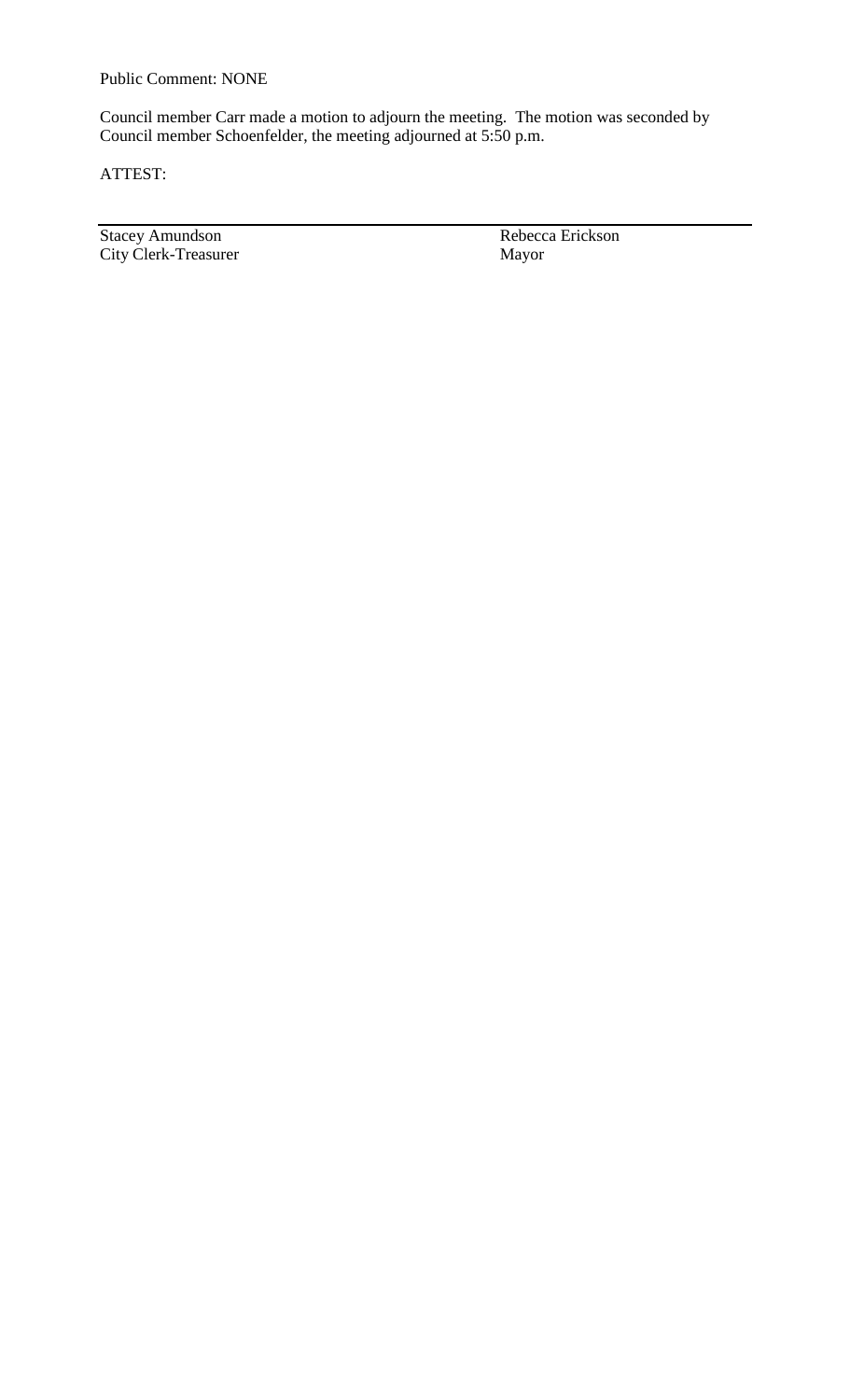Public Comment: NONE

Council member Carr made a motion to adjourn the meeting. The motion was seconded by Council member Schoenfelder, the meeting adjourned at 5:50 p.m.

ATTEST:

| | |
|---|---|
| Stacey Amundson<br>City Clerk-Treasurer | Rebecca Erickson<br>Mayor |